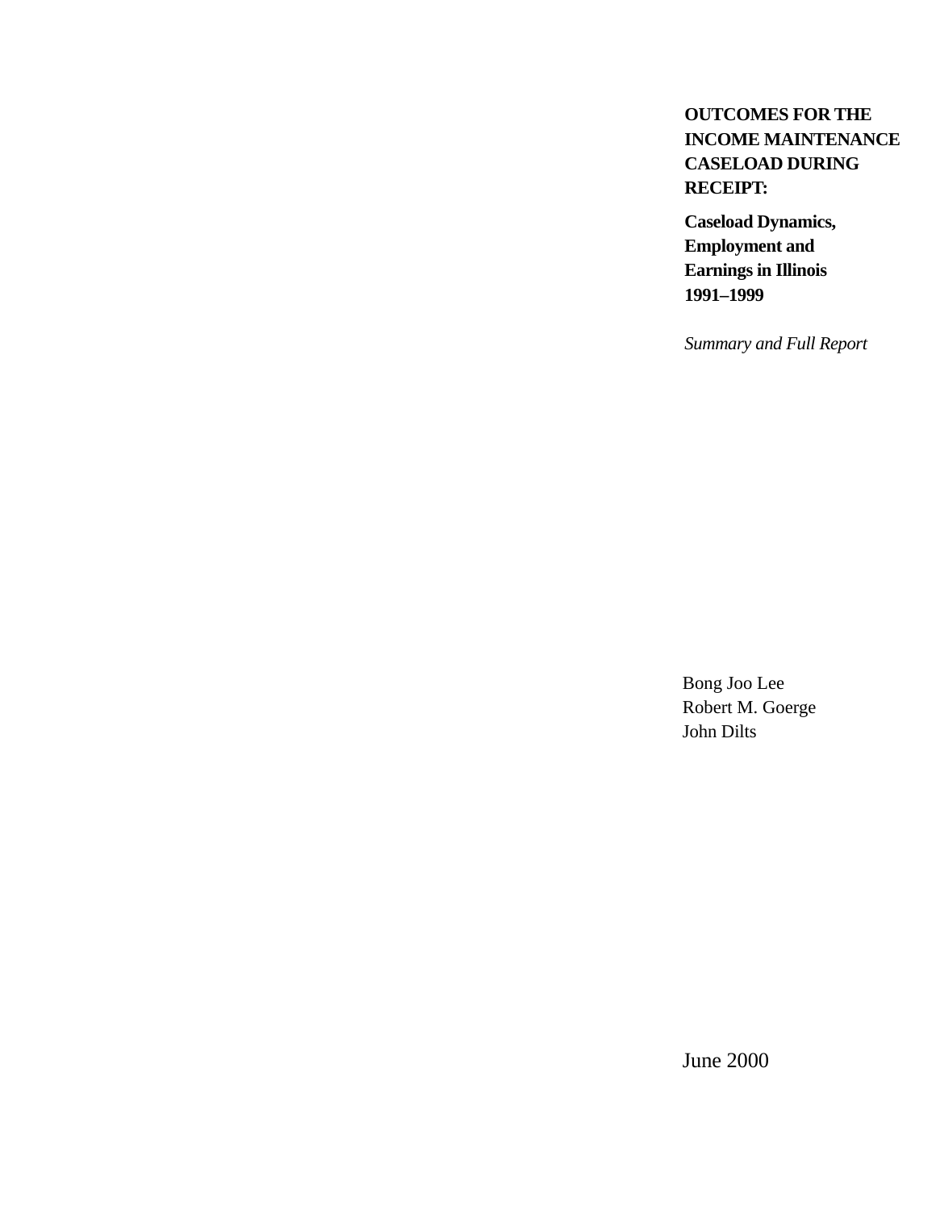# OUTCOMES FOR THE INCOME MAINTENANCE CASELOAD DURING RECEIPT:

## Caseload Dynamics, Employment and Earnings in Illinois 1991–1999

*Summary and Full Report*

Bong Joo Lee
Robert M. Goerge
John Dilts

June 2000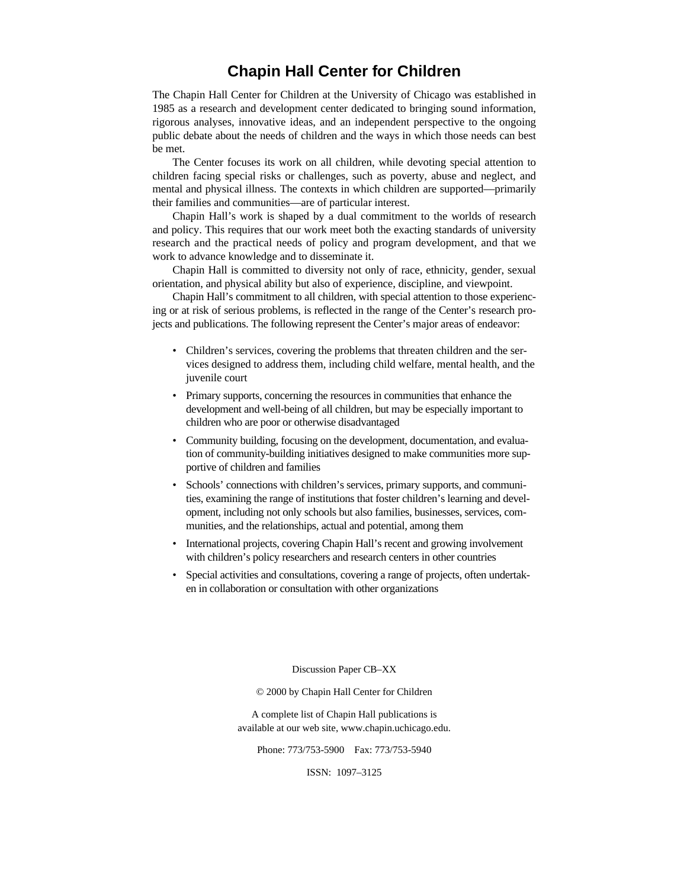# Chapin Hall Center for Children

The Chapin Hall Center for Children at the University of Chicago was established in 1985 as a research and development center dedicated to bringing sound information, rigorous analyses, innovative ideas, and an independent perspective to the ongoing public debate about the needs of children and the ways in which those needs can best be met.

The Center focuses its work on all children, while devoting special attention to children facing special risks or challenges, such as poverty, abuse and neglect, and mental and physical illness. The contexts in which children are supported—primarily their families and communities—are of particular interest.

Chapin Hall's work is shaped by a dual commitment to the worlds of research and policy. This requires that our work meet both the exacting standards of university research and the practical needs of policy and program development, and that we work to advance knowledge and to disseminate it.

Chapin Hall is committed to diversity not only of race, ethnicity, gender, sexual orientation, and physical ability but also of experience, discipline, and viewpoint.

Chapin Hall's commitment to all children, with special attention to those experiencing or at risk of serious problems, is reflected in the range of the Center's research projects and publications. The following represent the Center's major areas of endeavor:

- Children's services, covering the problems that threaten children and the services designed to address them, including child welfare, mental health, and the juvenile court
- Primary supports, concerning the resources in communities that enhance the development and well-being of all children, but may be especially important to children who are poor or otherwise disadvantaged
- Community building, focusing on the development, documentation, and evaluation of community-building initiatives designed to make communities more supportive of children and families
- Schools' connections with children's services, primary supports, and communities, examining the range of institutions that foster children's learning and development, including not only schools but also families, businesses, services, communities, and the relationships, actual and potential, among them
- International projects, covering Chapin Hall's recent and growing involvement with children's policy researchers and research centers in other countries
- Special activities and consultations, covering a range of projects, often undertaken in collaboration or consultation with other organizations

Discussion Paper CB–XX

© 2000 by Chapin Hall Center for Children

A complete list of Chapin Hall publications is available at our web site, www.chapin.uchicago.edu.

Phone: 773/753-5900 Fax: 773/753-5940

ISSN: 1097–3125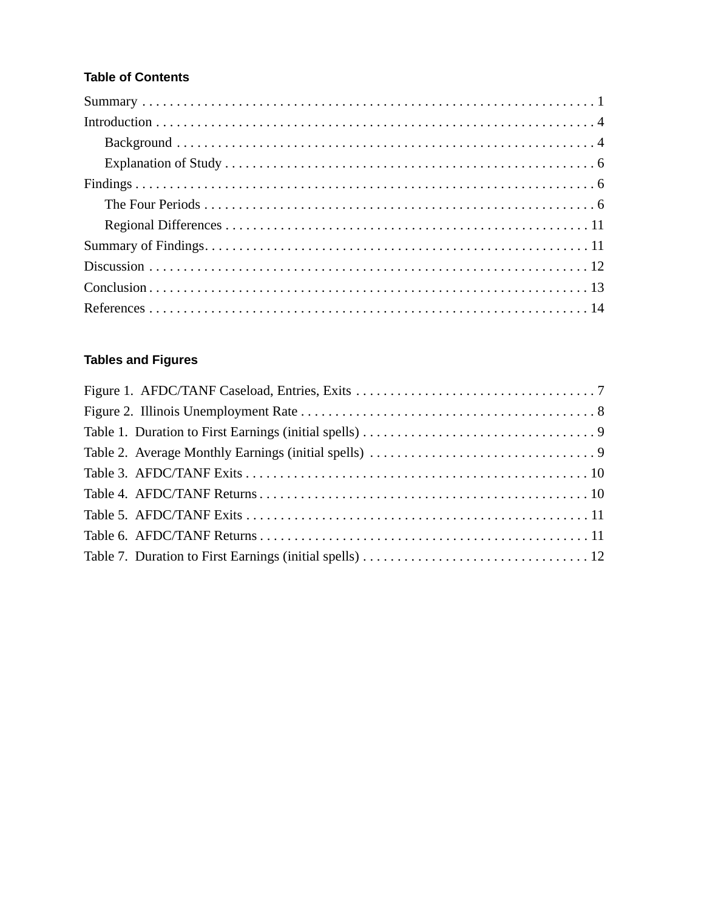### Table of Contents

Summary . . . . . . . . . . . . . . . . . . . . . . . . . . . . . . . . . . . . . . . . . . . . . . . . . . . . . . . . . . . . . . 1
Introduction . . . . . . . . . . . . . . . . . . . . . . . . . . . . . . . . . . . . . . . . . . . . . . . . . . . . . . . . . . . . . 4
  Background . . . . . . . . . . . . . . . . . . . . . . . . . . . . . . . . . . . . . . . . . . . . . . . . . . . . . . . . . . 4
  Explanation of Study . . . . . . . . . . . . . . . . . . . . . . . . . . . . . . . . . . . . . . . . . . . . . . . . . . . 6
Findings . . . . . . . . . . . . . . . . . . . . . . . . . . . . . . . . . . . . . . . . . . . . . . . . . . . . . . . . . . . . . . . 6
  The Four Periods . . . . . . . . . . . . . . . . . . . . . . . . . . . . . . . . . . . . . . . . . . . . . . . . . . . . . . 6
  Regional Differences . . . . . . . . . . . . . . . . . . . . . . . . . . . . . . . . . . . . . . . . . . . . . . . . . . 11
Summary of Findings. . . . . . . . . . . . . . . . . . . . . . . . . . . . . . . . . . . . . . . . . . . . . . . . . . . . . 11
Discussion . . . . . . . . . . . . . . . . . . . . . . . . . . . . . . . . . . . . . . . . . . . . . . . . . . . . . . . . . . . . . 12
Conclusion . . . . . . . . . . . . . . . . . . . . . . . . . . . . . . . . . . . . . . . . . . . . . . . . . . . . . . . . . . . . . 13
References . . . . . . . . . . . . . . . . . . . . . . . . . . . . . . . . . . . . . . . . . . . . . . . . . . . . . . . . . . . . . 14

### Tables and Figures

Figure 1. AFDC/TANF Caseload, Entries, Exits . . . . . . . . . . . . . . . . . . . . . . . . . . . . . . . . . . . 7
Figure 2. Illinois Unemployment Rate . . . . . . . . . . . . . . . . . . . . . . . . . . . . . . . . . . . . . . . . . . . 8
Table 1. Duration to First Earnings (initial spells) . . . . . . . . . . . . . . . . . . . . . . . . . . . . . . . . . . 9
Table 2. Average Monthly Earnings (initial spells) . . . . . . . . . . . . . . . . . . . . . . . . . . . . . . . . . 9
Table 3. AFDC/TANF Exits . . . . . . . . . . . . . . . . . . . . . . . . . . . . . . . . . . . . . . . . . . . . . . . . . . 10
Table 4. AFDC/TANF Returns . . . . . . . . . . . . . . . . . . . . . . . . . . . . . . . . . . . . . . . . . . . . . . . . 10
Table 5. AFDC/TANF Exits . . . . . . . . . . . . . . . . . . . . . . . . . . . . . . . . . . . . . . . . . . . . . . . . . . 11
Table 6. AFDC/TANF Returns . . . . . . . . . . . . . . . . . . . . . . . . . . . . . . . . . . . . . . . . . . . . . . . . 11
Table 7. Duration to First Earnings (initial spells) . . . . . . . . . . . . . . . . . . . . . . . . . . . . . . . . . 12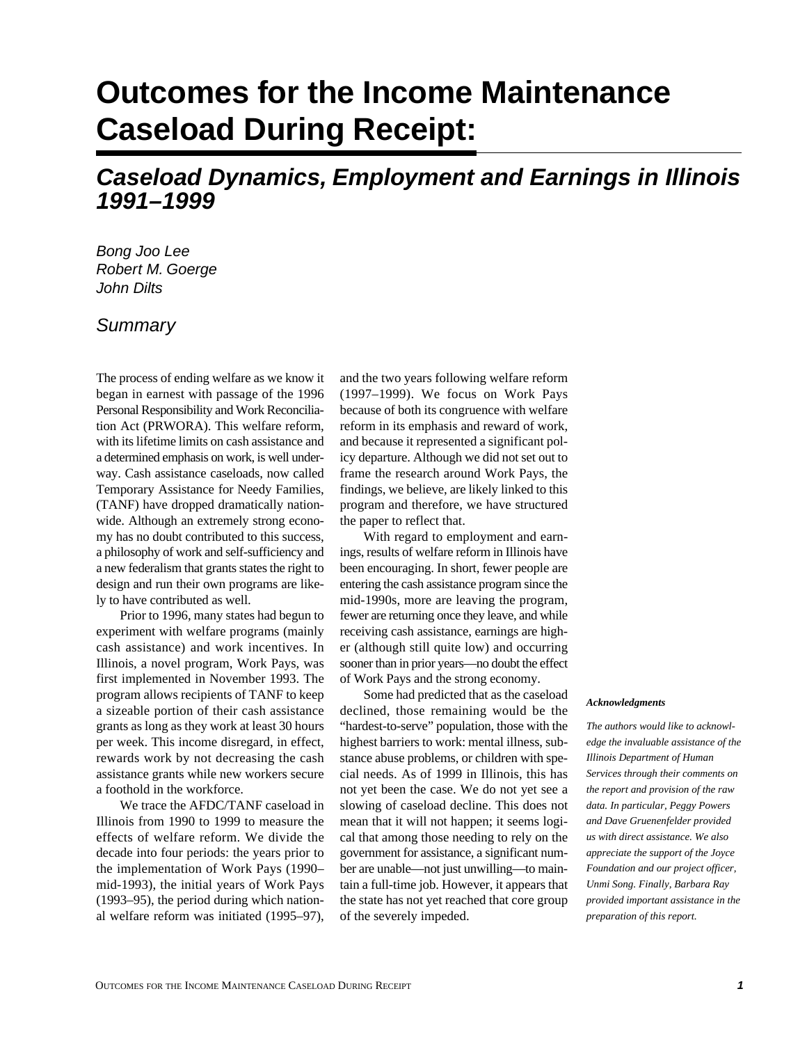# Outcomes for the Income Maintenance Caseload During Receipt:

## *Caseload Dynamics, Employment and Earnings in Illinois 1991–1999*

*Bong Joo Lee*
*Robert M. Goerge*
*John Dilts*

### *Summary*

The process of ending welfare as we know it began in earnest with passage of the 1996 Personal Responsibility and Work Reconciliation Act (PRWORA). This welfare reform, with its lifetime limits on cash assistance and a determined emphasis on work, is well underway. Cash assistance caseloads, now called Temporary Assistance for Needy Families, (TANF) have dropped dramatically nationwide. Although an extremely strong economy has no doubt contributed to this success, a philosophy of work and self-sufficiency and a new federalism that grants states the right to design and run their own programs are likely to have contributed as well.

Prior to 1996, many states had begun to experiment with welfare programs (mainly cash assistance) and work incentives. In Illinois, a novel program, Work Pays, was first implemented in November 1993. The program allows recipients of TANF to keep a sizeable portion of their cash assistance grants as long as they work at least 30 hours per week. This income disregard, in effect, rewards work by not decreasing the cash assistance grants while new workers secure a foothold in the workforce.

We trace the AFDC/TANF caseload in Illinois from 1990 to 1999 to measure the effects of welfare reform. We divide the decade into four periods: the years prior to the implementation of Work Pays (1990–mid-1993), the initial years of Work Pays (1993–95), the period during which national welfare reform was initiated (1995–97), and the two years following welfare reform (1997–1999). We focus on Work Pays because of both its congruence with welfare reform in its emphasis and reward of work, and because it represented a significant policy departure. Although we did not set out to frame the research around Work Pays, the findings, we believe, are likely linked to this program and therefore, we have structured the paper to reflect that.

With regard to employment and earnings, results of welfare reform in Illinois have been encouraging. In short, fewer people are entering the cash assistance program since the mid-1990s, more are leaving the program, fewer are returning once they leave, and while receiving cash assistance, earnings are higher (although still quite low) and occurring sooner than in prior years—no doubt the effect of Work Pays and the strong economy.

Some had predicted that as the caseload declined, those remaining would be the "hardest-to-serve" population, those with the highest barriers to work: mental illness, substance abuse problems, or children with special needs. As of 1999 in Illinois, this has not yet been the case. We do not yet see a slowing of caseload decline. This does not mean that it will not happen; it seems logical that among those needing to rely on the government for assistance, a significant number are unable—not just unwilling—to maintain a full-time job. However, it appears that the state has not yet reached that core group of the severely impeded.

***Acknowledgments***

*The authors would like to acknowledge the invaluable assistance of the Illinois Department of Human Services through their comments on the report and provision of the raw data. In particular, Peggy Powers and Dave Gruenenfelder provided us with direct assistance. We also appreciate the support of the Joyce Foundation and our project officer, Unmi Song. Finally, Barbara Ray provided important assistance in the preparation of this report.*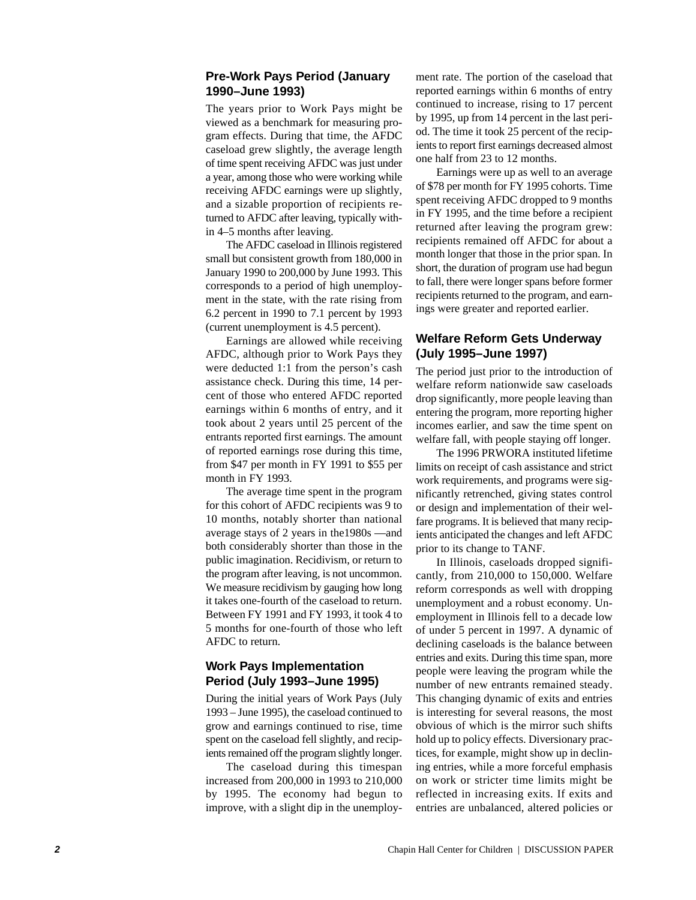### Pre-Work Pays Period (January 1990–June 1993)

The years prior to Work Pays might be viewed as a benchmark for measuring program effects. During that time, the AFDC caseload grew slightly, the average length of time spent receiving AFDC was just under a year, among those who were working while receiving AFDC earnings were up slightly, and a sizable proportion of recipients returned to AFDC after leaving, typically within 4–5 months after leaving.

The AFDC caseload in Illinois registered small but consistent growth from 180,000 in January 1990 to 200,000 by June 1993. This corresponds to a period of high unemployment in the state, with the rate rising from 6.2 percent in 1990 to 7.1 percent by 1993 (current unemployment is 4.5 percent).

Earnings are allowed while receiving AFDC, although prior to Work Pays they were deducted 1:1 from the person's cash assistance check. During this time, 14 percent of those who entered AFDC reported earnings within 6 months of entry, and it took about 2 years until 25 percent of the entrants reported first earnings. The amount of reported earnings rose during this time, from $47 per month in FY 1991 to $55 per month in FY 1993.

The average time spent in the program for this cohort of AFDC recipients was 9 to 10 months, notably shorter than national average stays of 2 years in the1980s —and both considerably shorter than those in the public imagination. Recidivism, or return to the program after leaving, is not uncommon. We measure recidivism by gauging how long it takes one-fourth of the caseload to return. Between FY 1991 and FY 1993, it took 4 to 5 months for one-fourth of those who left AFDC to return.

### Work Pays Implementation Period (July 1993–June 1995)

During the initial years of Work Pays (July 1993 – June 1995), the caseload continued to grow and earnings continued to rise, time spent on the caseload fell slightly, and recipients remained off the program slightly longer.

The caseload during this timespan increased from 200,000 in 1993 to 210,000 by 1995. The economy had begun to improve, with a slight dip in the unemployment rate. The portion of the caseload that reported earnings within 6 months of entry continued to increase, rising to 17 percent by 1995, up from 14 percent in the last period. The time it took 25 percent of the recipients to report first earnings decreased almost one half from 23 to 12 months.

Earnings were up as well to an average of $78 per month for FY 1995 cohorts. Time spent receiving AFDC dropped to 9 months in FY 1995, and the time before a recipient returned after leaving the program grew: recipients remained off AFDC for about a month longer that those in the prior span. In short, the duration of program use had begun to fall, there were longer spans before former recipients returned to the program, and earnings were greater and reported earlier.

### Welfare Reform Gets Underway (July 1995–June 1997)

The period just prior to the introduction of welfare reform nationwide saw caseloads drop significantly, more people leaving than entering the program, more reporting higher incomes earlier, and saw the time spent on welfare fall, with people staying off longer.

The 1996 PRWORA instituted lifetime limits on receipt of cash assistance and strict work requirements, and programs were significantly retrenched, giving states control or design and implementation of their welfare programs. It is believed that many recipients anticipated the changes and left AFDC prior to its change to TANF.

In Illinois, caseloads dropped significantly, from 210,000 to 150,000. Welfare reform corresponds as well with dropping unemployment and a robust economy. Unemployment in Illinois fell to a decade low of under 5 percent in 1997. A dynamic of declining caseloads is the balance between entries and exits. During this time span, more people were leaving the program while the number of new entrants remained steady. This changing dynamic of exits and entries is interesting for several reasons, the most obvious of which is the mirror such shifts hold up to policy effects. Diversionary practices, for example, might show up in declining entries, while a more forceful emphasis on work or stricter time limits might be reflected in increasing exits. If exits and entries are unbalanced, altered policies or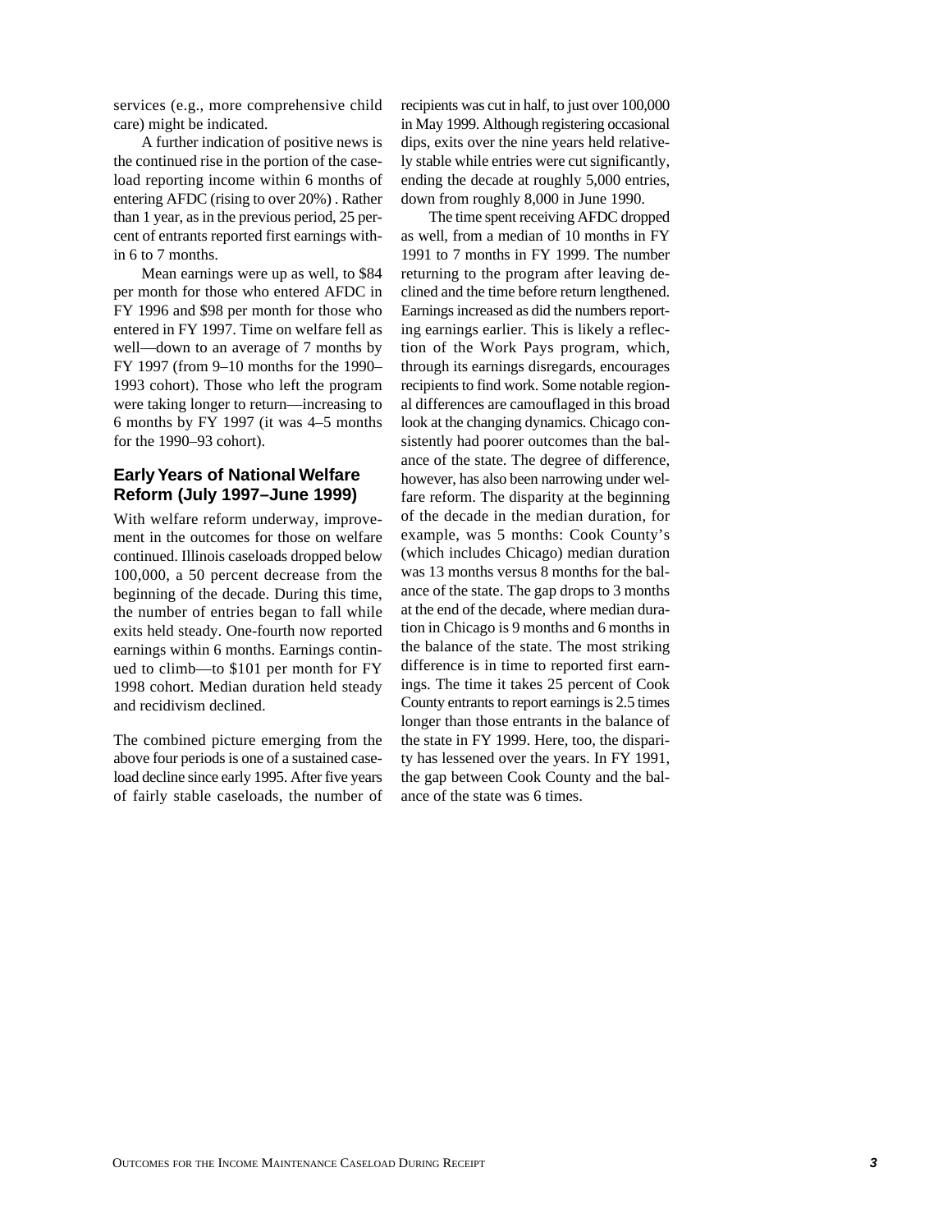services (e.g., more comprehensive child care) might be indicated.

A further indication of positive news is the continued rise in the portion of the caseload reporting income within 6 months of entering AFDC (rising to over 20%) . Rather than 1 year, as in the previous period, 25 percent of entrants reported first earnings within 6 to 7 months.

Mean earnings were up as well, to $84 per month for those who entered AFDC in FY 1996 and $98 per month for those who entered in FY 1997. Time on welfare fell as well—down to an average of 7 months by FY 1997 (from 9–10 months for the 1990–1993 cohort). Those who left the program were taking longer to return—increasing to 6 months by FY 1997 (it was 4–5 months for the 1990–93 cohort).

### Early Years of National Welfare Reform (July 1997–June 1999)

With welfare reform underway, improvement in the outcomes for those on welfare continued. Illinois caseloads dropped below 100,000, a 50 percent decrease from the beginning of the decade. During this time, the number of entries began to fall while exits held steady. One-fourth now reported earnings within 6 months. Earnings continued to climb—to $101 per month for FY 1998 cohort. Median duration held steady and recidivism declined.

The combined picture emerging from the above four periods is one of a sustained caseload decline since early 1995. After five years of fairly stable caseloads, the number of recipients was cut in half, to just over 100,000 in May 1999. Although registering occasional dips, exits over the nine years held relatively stable while entries were cut significantly, ending the decade at roughly 5,000 entries, down from roughly 8,000 in June 1990.

The time spent receiving AFDC dropped as well, from a median of 10 months in FY 1991 to 7 months in FY 1999. The number returning to the program after leaving declined and the time before return lengthened. Earnings increased as did the numbers reporting earnings earlier. This is likely a reflection of the Work Pays program, which, through its earnings disregards, encourages recipients to find work. Some notable regional differences are camouflaged in this broad look at the changing dynamics. Chicago consistently had poorer outcomes than the balance of the state. The degree of difference, however, has also been narrowing under welfare reform. The disparity at the beginning of the decade in the median duration, for example, was 5 months: Cook County's (which includes Chicago) median duration was 13 months versus 8 months for the balance of the state. The gap drops to 3 months at the end of the decade, where median duration in Chicago is 9 months and 6 months in the balance of the state. The most striking difference is in time to reported first earnings. The time it takes 25 percent of Cook County entrants to report earnings is 2.5 times longer than those entrants in the balance of the state in FY 1999. Here, too, the disparity has lessened over the years. In FY 1991, the gap between Cook County and the balance of the state was 6 times.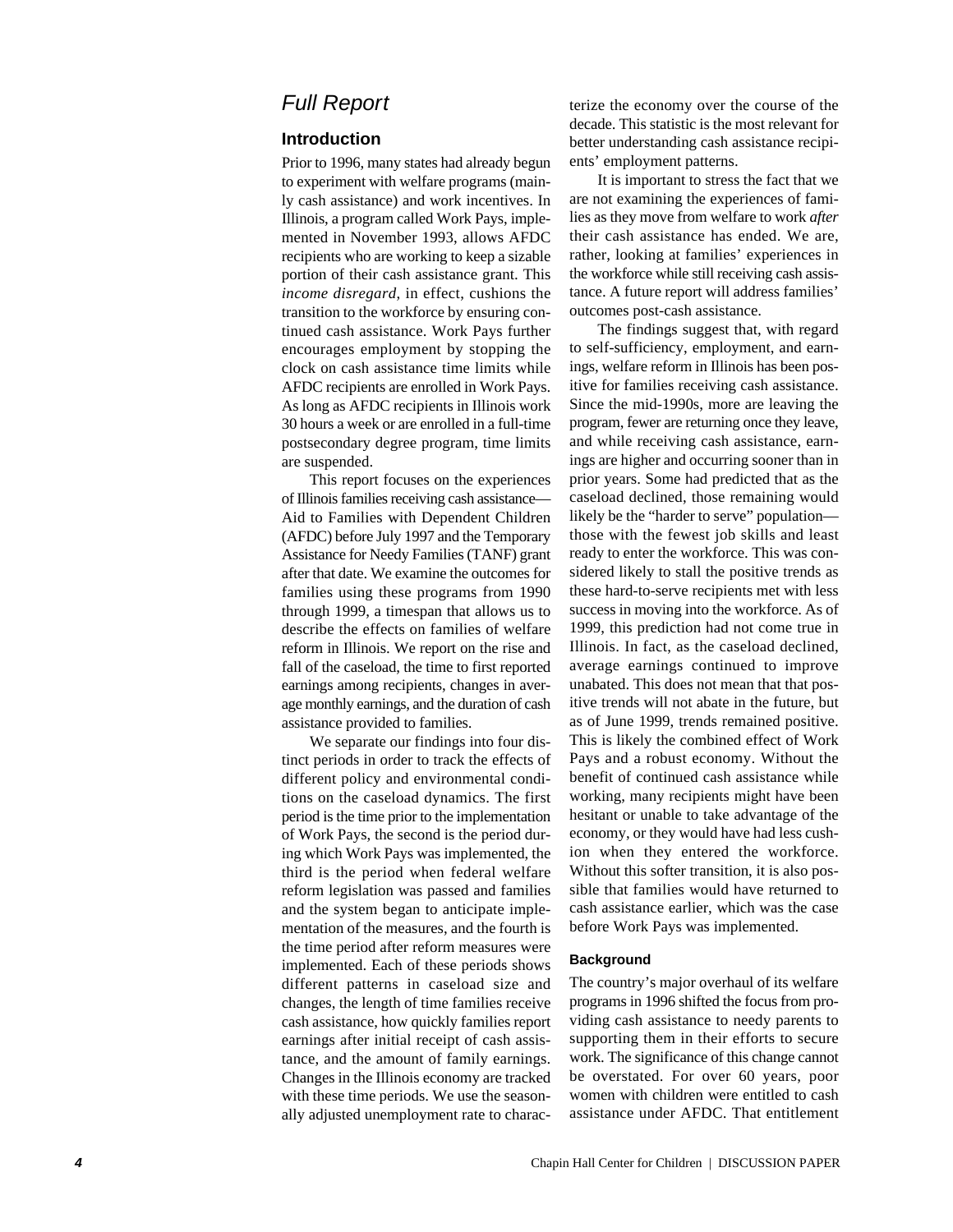# Full Report

## Introduction

Prior to 1996, many states had already begun to experiment with welfare programs (mainly cash assistance) and work incentives. In Illinois, a program called Work Pays, implemented in November 1993, allows AFDC recipients who are working to keep a sizable portion of their cash assistance grant. This *income disregard*, in effect, cushions the transition to the workforce by ensuring continued cash assistance. Work Pays further encourages employment by stopping the clock on cash assistance time limits while AFDC recipients are enrolled in Work Pays. As long as AFDC recipients in Illinois work 30 hours a week or are enrolled in a full-time postsecondary degree program, time limits are suspended.

This report focuses on the experiences of Illinois families receiving cash assistance—Aid to Families with Dependent Children (AFDC) before July 1997 and the Temporary Assistance for Needy Families (TANF) grant after that date. We examine the outcomes for families using these programs from 1990 through 1999, a timespan that allows us to describe the effects on families of welfare reform in Illinois. We report on the rise and fall of the caseload, the time to first reported earnings among recipients, changes in average monthly earnings, and the duration of cash assistance provided to families.

We separate our findings into four distinct periods in order to track the effects of different policy and environmental conditions on the caseload dynamics. The first period is the time prior to the implementation of Work Pays, the second is the period during which Work Pays was implemented, the third is the period when federal welfare reform legislation was passed and families and the system began to anticipate implementation of the measures, and the fourth is the time period after reform measures were implemented. Each of these periods shows different patterns in caseload size and changes, the length of time families receive cash assistance, how quickly families report earnings after initial receipt of cash assistance, and the amount of family earnings. Changes in the Illinois economy are tracked with these time periods. We use the seasonally adjusted unemployment rate to characterize the economy over the course of the decade. This statistic is the most relevant for better understanding cash assistance recipients' employment patterns.

It is important to stress the fact that we are not examining the experiences of families as they move from welfare to work *after* their cash assistance has ended. We are, rather, looking at families' experiences in the workforce while still receiving cash assistance. A future report will address families' outcomes post-cash assistance.

The findings suggest that, with regard to self-sufficiency, employment, and earnings, welfare reform in Illinois has been positive for families receiving cash assistance. Since the mid-1990s, more are leaving the program, fewer are returning once they leave, and while receiving cash assistance, earnings are higher and occurring sooner than in prior years. Some had predicted that as the caseload declined, those remaining would likely be the "harder to serve" population—those with the fewest job skills and least ready to enter the workforce. This was considered likely to stall the positive trends as these hard-to-serve recipients met with less success in moving into the workforce. As of 1999, this prediction had not come true in Illinois. In fact, as the caseload declined, average earnings continued to improve unabated. This does not mean that that positive trends will not abate in the future, but as of June 1999, trends remained positive. This is likely the combined effect of Work Pays and a robust economy. Without the benefit of continued cash assistance while working, many recipients might have been hesitant or unable to take advantage of the economy, or they would have had less cushion when they entered the workforce. Without this softer transition, it is also possible that families would have returned to cash assistance earlier, which was the case before Work Pays was implemented.

### Background

The country's major overhaul of its welfare programs in 1996 shifted the focus from providing cash assistance to needy parents to supporting them in their efforts to secure work. The significance of this change cannot be overstated. For over 60 years, poor women with children were entitled to cash assistance under AFDC. That entitlement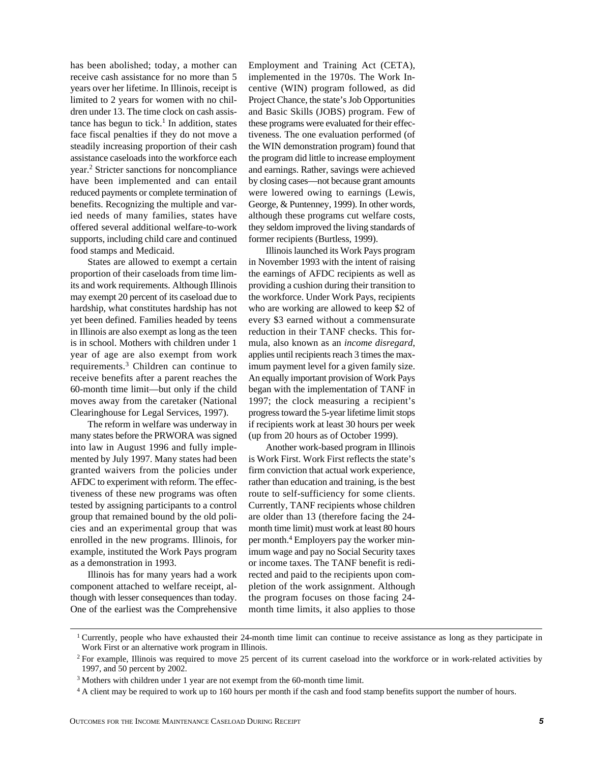has been abolished; today, a mother can receive cash assistance for no more than 5 years over her lifetime. In Illinois, receipt is limited to 2 years for women with no children under 13. The time clock on cash assistance has begun to tick.[1] In addition, states face fiscal penalties if they do not move a steadily increasing proportion of their cash assistance caseloads into the workforce each year.[2] Stricter sanctions for noncompliance have been implemented and can entail reduced payments or complete termination of benefits. Recognizing the multiple and varied needs of many families, states have offered several additional welfare-to-work supports, including child care and continued food stamps and Medicaid.

States are allowed to exempt a certain proportion of their caseloads from time limits and work requirements. Although Illinois may exempt 20 percent of its caseload due to hardship, what constitutes hardship has not yet been defined. Families headed by teens in Illinois are also exempt as long as the teen is in school. Mothers with children under 1 year of age are also exempt from work requirements.[3] Children can continue to receive benefits after a parent reaches the 60-month time limit—but only if the child moves away from the caretaker (National Clearinghouse for Legal Services, 1997).

The reform in welfare was underway in many states before the PRWORA was signed into law in August 1996 and fully implemented by July 1997. Many states had been granted waivers from the policies under AFDC to experiment with reform. The effectiveness of these new programs was often tested by assigning participants to a control group that remained bound by the old policies and an experimental group that was enrolled in the new programs. Illinois, for example, instituted the Work Pays program as a demonstration in 1993.

Illinois has for many years had a work component attached to welfare receipt, although with lesser consequences than today. One of the earliest was the Comprehensive Employment and Training Act (CETA), implemented in the 1970s. The Work Incentive (WIN) program followed, as did Project Chance, the state's Job Opportunities and Basic Skills (JOBS) program. Few of these programs were evaluated for their effectiveness. The one evaluation performed (of the WIN demonstration program) found that the program did little to increase employment and earnings. Rather, savings were achieved by closing cases—not because grant amounts were lowered owing to earnings (Lewis, George, & Puntenney, 1999). In other words, although these programs cut welfare costs, they seldom improved the living standards of former recipients (Burtless, 1999).

Illinois launched its Work Pays program in November 1993 with the intent of raising the earnings of AFDC recipients as well as providing a cushion during their transition to the workforce. Under Work Pays, recipients who are working are allowed to keep $2 of every $3 earned without a commensurate reduction in their TANF checks. This formula, also known as an *income disregard*, applies until recipients reach 3 times the maximum payment level for a given family size. An equally important provision of Work Pays began with the implementation of TANF in 1997; the clock measuring a recipient's progress toward the 5-year lifetime limit stops if recipients work at least 30 hours per week (up from 20 hours as of October 1999).

Another work-based program in Illinois is Work First. Work First reflects the state's firm conviction that actual work experience, rather than education and training, is the best route to self-sufficiency for some clients. Currently, TANF recipients whose children are older than 13 (therefore facing the 24-month time limit) must work at least 80 hours per month.[4] Employers pay the worker minimum wage and pay no Social Security taxes or income taxes. The TANF benefit is redirected and paid to the recipients upon completion of the work assignment. Although the program focuses on those facing 24-month time limits, it also applies to those

---

[1] Currently, people who have exhausted their 24-month time limit can continue to receive assistance as long as they participate in Work First or an alternative work program in Illinois.

[2] For example, Illinois was required to move 25 percent of its current caseload into the workforce or in work-related activities by 1997, and 50 percent by 2002.

[3] Mothers with children under 1 year are not exempt from the 60-month time limit.

[4] A client may be required to work up to 160 hours per month if the cash and food stamp benefits support the number of hours.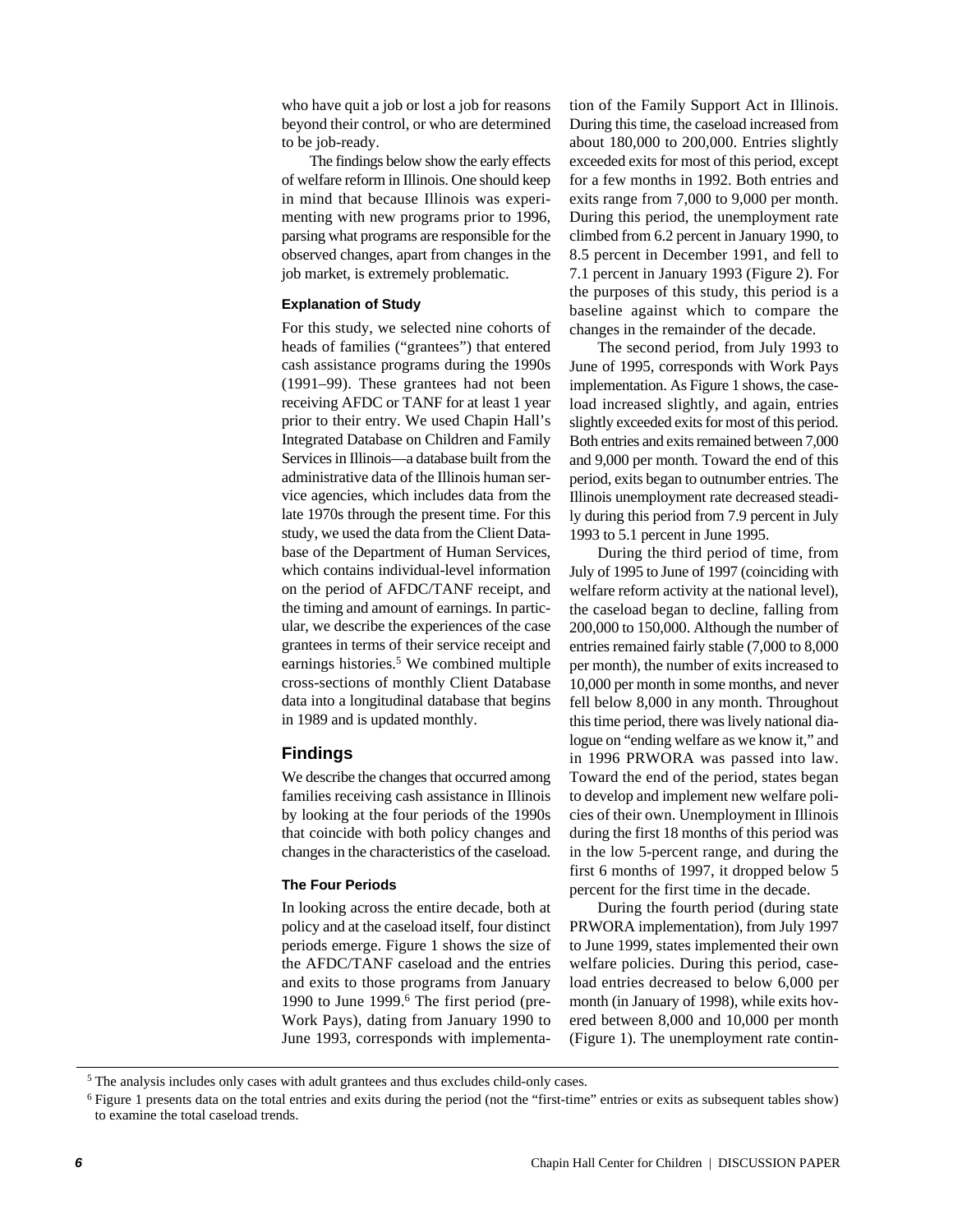who have quit a job or lost a job for reasons beyond their control, or who are determined to be job-ready.

The findings below show the early effects of welfare reform in Illinois. One should keep in mind that because Illinois was experimenting with new programs prior to 1996, parsing what programs are responsible for the observed changes, apart from changes in the job market, is extremely problematic.

### Explanation of Study

For this study, we selected nine cohorts of heads of families ("grantees") that entered cash assistance programs during the 1990s (1991–99). These grantees had not been receiving AFDC or TANF for at least 1 year prior to their entry. We used Chapin Hall's Integrated Database on Children and Family Services in Illinois—a database built from the administrative data of the Illinois human service agencies, which includes data from the late 1970s through the present time. For this study, we used the data from the Client Database of the Department of Human Services, which contains individual-level information on the period of AFDC/TANF receipt, and the timing and amount of earnings. In particular, we describe the experiences of the case grantees in terms of their service receipt and earnings histories.[5] We combined multiple cross-sections of monthly Client Database data into a longitudinal database that begins in 1989 and is updated monthly.

## Findings

We describe the changes that occurred among families receiving cash assistance in Illinois by looking at the four periods of the 1990s that coincide with both policy changes and changes in the characteristics of the caseload.

### The Four Periods

In looking across the entire decade, both at policy and at the caseload itself, four distinct periods emerge. Figure 1 shows the size of the AFDC/TANF caseload and the entries and exits to those programs from January 1990 to June 1999.[6] The first period (pre-Work Pays), dating from January 1990 to June 1993, corresponds with implementation of the Family Support Act in Illinois. During this time, the caseload increased from about 180,000 to 200,000. Entries slightly exceeded exits for most of this period, except for a few months in 1992. Both entries and exits range from 7,000 to 9,000 per month. During this period, the unemployment rate climbed from 6.2 percent in January 1990, to 8.5 percent in December 1991, and fell to 7.1 percent in January 1993 (Figure 2). For the purposes of this study, this period is a baseline against which to compare the changes in the remainder of the decade.

The second period, from July 1993 to June of 1995, corresponds with Work Pays implementation. As Figure 1 shows, the caseload increased slightly, and again, entries slightly exceeded exits for most of this period. Both entries and exits remained between 7,000 and 9,000 per month. Toward the end of this period, exits began to outnumber entries. The Illinois unemployment rate decreased steadily during this period from 7.9 percent in July 1993 to 5.1 percent in June 1995.

During the third period of time, from July of 1995 to June of 1997 (coinciding with welfare reform activity at the national level), the caseload began to decline, falling from 200,000 to 150,000. Although the number of entries remained fairly stable (7,000 to 8,000 per month), the number of exits increased to 10,000 per month in some months, and never fell below 8,000 in any month. Throughout this time period, there was lively national dialogue on "ending welfare as we know it," and in 1996 PRWORA was passed into law. Toward the end of the period, states began to develop and implement new welfare policies of their own. Unemployment in Illinois during the first 18 months of this period was in the low 5-percent range, and during the first 6 months of 1997, it dropped below 5 percent for the first time in the decade.

During the fourth period (during state PRWORA implementation), from July 1997 to June 1999, states implemented their own welfare policies. During this period, caseload entries decreased to below 6,000 per month (in January of 1998), while exits hovered between 8,000 and 10,000 per month (Figure 1). The unemployment rate contin-

---

[5] The analysis includes only cases with adult grantees and thus excludes child-only cases.

[6] Figure 1 presents data on the total entries and exits during the period (not the "first-time" entries or exits as subsequent tables show) to examine the total caseload trends.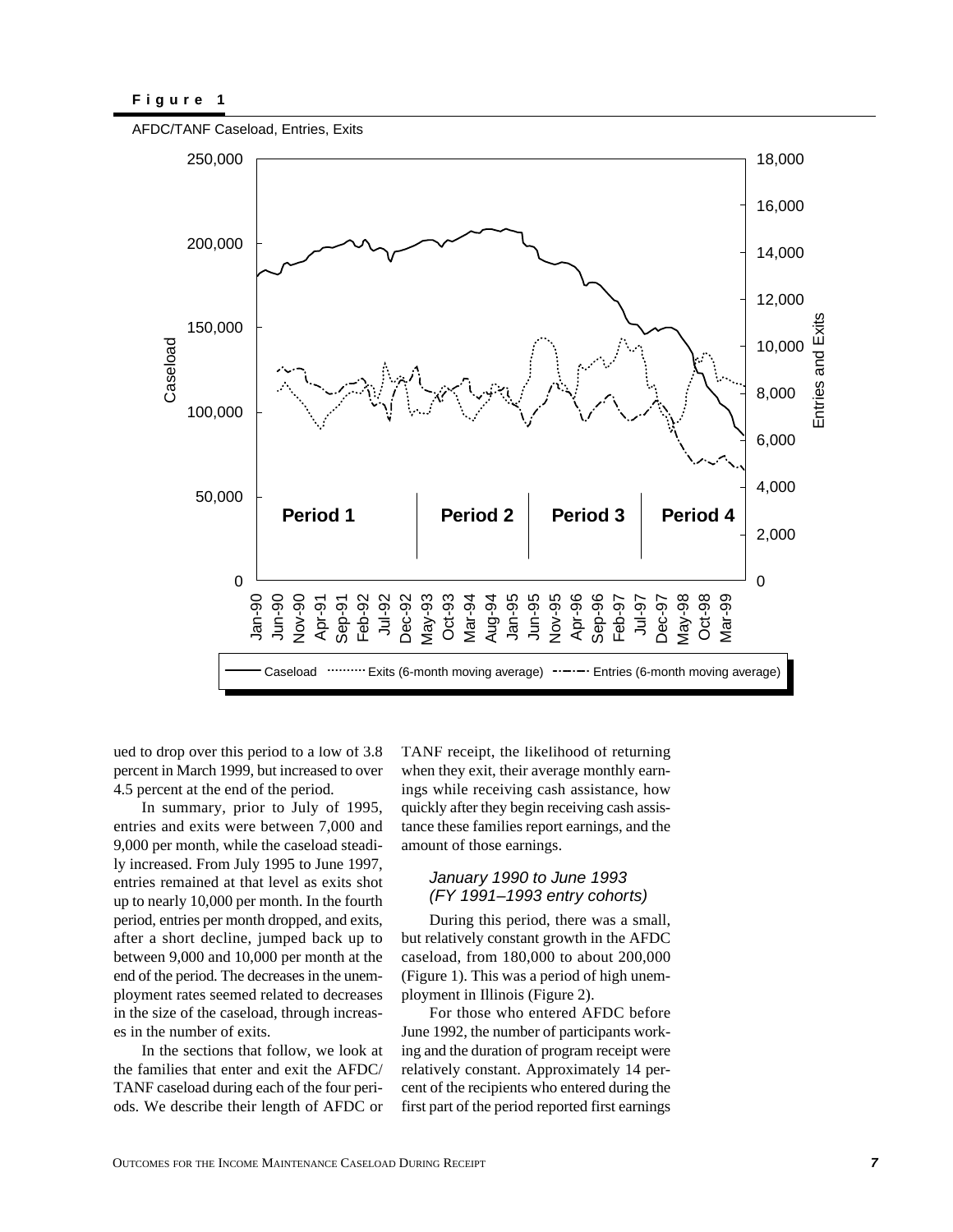**Figure 1**

AFDC/TANF Caseload, Entries, Exits

ued to drop over this period to a low of 3.8 percent in March 1999, but increased to over 4.5 percent at the end of the period.

In summary, prior to July of 1995, entries and exits were between 7,000 and 9,000 per month, while the caseload steadily increased. From July 1995 to June 1997, entries remained at that level as exits shot up to nearly 10,000 per month. In the fourth period, entries per month dropped, and exits, after a short decline, jumped back up to between 9,000 and 10,000 per month at the end of the period. The decreases in the unemployment rates seemed related to decreases in the size of the caseload, through increases in the number of exits.

In the sections that follow, we look at the families that enter and exit the AFDC/TANF caseload during each of the four periods. We describe their length of AFDC or TANF receipt, the likelihood of returning when they exit, their average monthly earnings while receiving cash assistance, how quickly after they begin receiving cash assistance these families report earnings, and the amount of those earnings.

### *January 1990 to June 1993 (FY 1991–1993 entry cohorts)*

During this period, there was a small, but relatively constant growth in the AFDC caseload, from 180,000 to about 200,000 (Figure 1). This was a period of high unemployment in Illinois (Figure 2).

For those who entered AFDC before June 1992, the number of participants working and the duration of program receipt were relatively constant. Approximately 14 percent of the recipients who entered during the first part of the period reported first earnings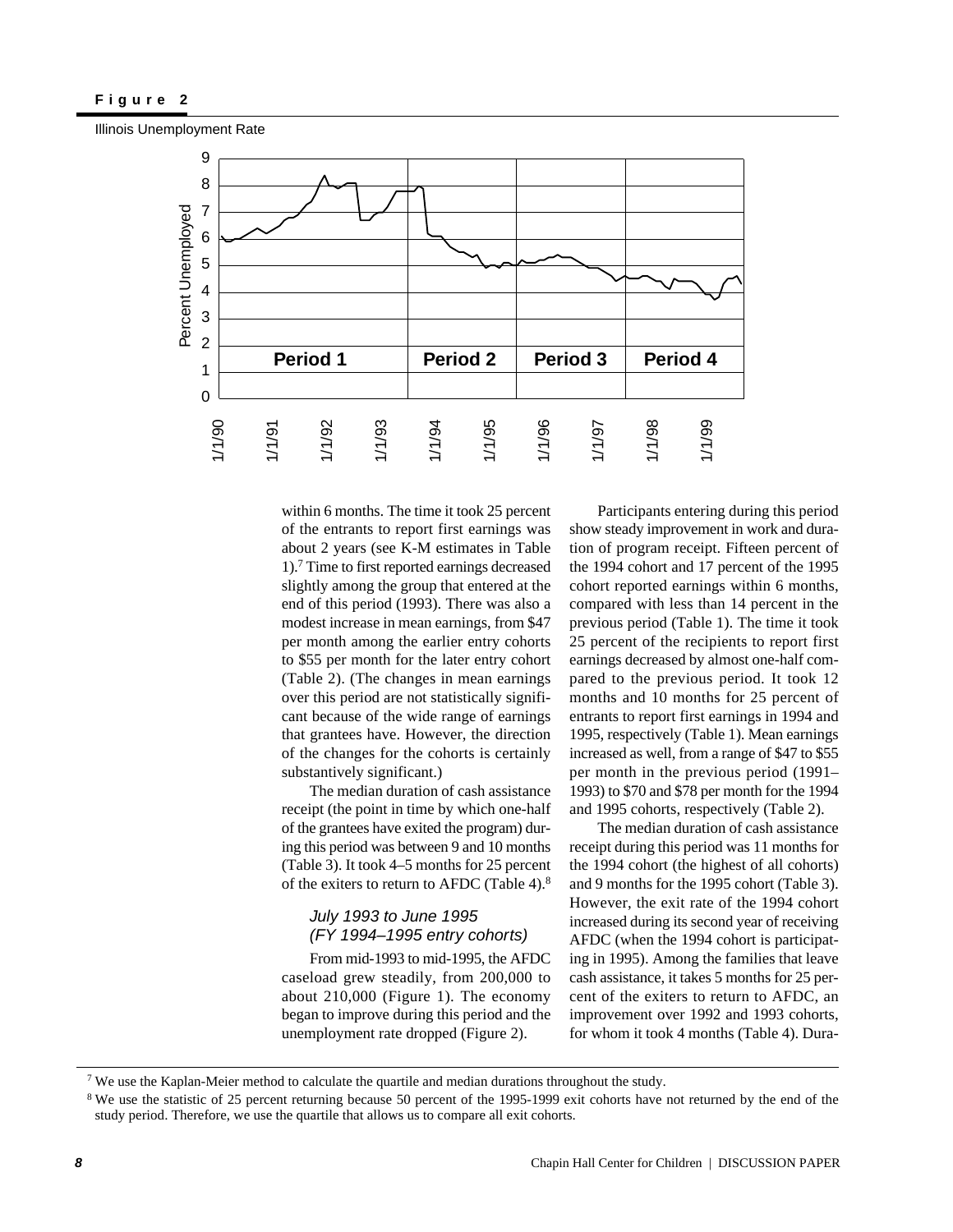**Figure 2**

Illinois Unemployment Rate

within 6 months. The time it took 25 percent of the entrants to report first earnings was about 2 years (see K-M estimates in Table 1).[7] Time to first reported earnings decreased slightly among the group that entered at the end of this period (1993). There was also a modest increase in mean earnings, from $47 per month among the earlier entry cohorts to $55 per month for the later entry cohort (Table 2). (The changes in mean earnings over this period are not statistically significant because of the wide range of earnings that grantees have. However, the direction of the changes for the cohorts is certainly substantively significant.)

The median duration of cash assistance receipt (the point in time by which one-half of the grantees have exited the program) during this period was between 9 and 10 months (Table 3). It took 4–5 months for 25 percent of the exiters to return to AFDC (Table 4).[8]

### *July 1993 to June 1995 (FY 1994–1995 entry cohorts)*

From mid-1993 to mid-1995, the AFDC caseload grew steadily, from 200,000 to about 210,000 (Figure 1). The economy began to improve during this period and the unemployment rate dropped (Figure 2).

Participants entering during this period show steady improvement in work and duration of program receipt. Fifteen percent of the 1994 cohort and 17 percent of the 1995 cohort reported earnings within 6 months, compared with less than 14 percent in the previous period (Table 1). The time it took 25 percent of the recipients to report first earnings decreased by almost one-half compared to the previous period. It took 12 months and 10 months for 25 percent of entrants to report first earnings in 1994 and 1995, respectively (Table 1). Mean earnings increased as well, from a range of $47 to $55 per month in the previous period (1991–1993) to $70 and $78 per month for the 1994 and 1995 cohorts, respectively (Table 2).

The median duration of cash assistance receipt during this period was 11 months for the 1994 cohort (the highest of all cohorts) and 9 months for the 1995 cohort (Table 3). However, the exit rate of the 1994 cohort increased during its second year of receiving AFDC (when the 1994 cohort is participating in 1995). Among the families that leave cash assistance, it takes 5 months for 25 percent of the exiters to return to AFDC, an improvement over 1992 and 1993 cohorts, for whom it took 4 months (Table 4). Dura-

---

[7] We use the Kaplan-Meier method to calculate the quartile and median durations throughout the study.

[8] We use the statistic of 25 percent returning because 50 percent of the 1995-1999 exit cohorts have not returned by the end of the study period. Therefore, we use the quartile that allows us to compare all exit cohorts.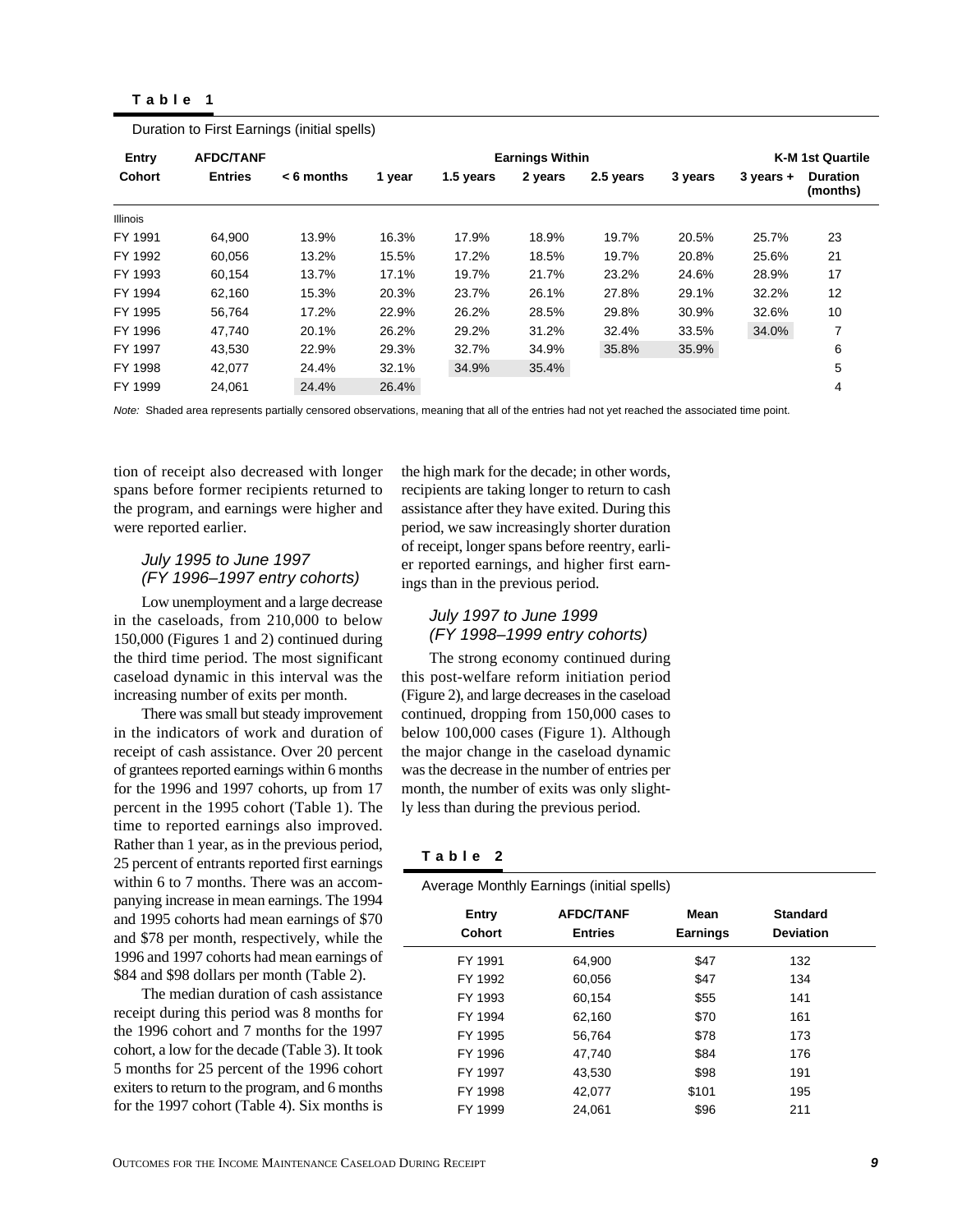**Table 1**

Duration to First Earnings (initial spells)

| Entry Cohort | AFDC/TANF Entries | Earnings Within | | | | | | | K-M 1st Quartile |
|---|---|---|---|---|---|---|---|---|---|
| | | < 6 months | 1 year | 1.5 years | 2 years | 2.5 years | 3 years | 3 years + | Duration (months) |
| Illinois | | | | | | | | | |
| FY 1991 | 64,900 | 13.9% | 16.3% | 17.9% | 18.9% | 19.7% | 20.5% | 25.7% | 23 |
| FY 1992 | 60,056 | 13.2% | 15.5% | 17.2% | 18.5% | 19.7% | 20.8% | 25.6% | 21 |
| FY 1993 | 60,154 | 13.7% | 17.1% | 19.7% | 21.7% | 23.2% | 24.6% | 28.9% | 17 |
| FY 1994 | 62,160 | 15.3% | 20.3% | 23.7% | 26.1% | 27.8% | 29.1% | 32.2% | 12 |
| FY 1995 | 56,764 | 17.2% | 22.9% | 26.2% | 28.5% | 29.8% | 30.9% | 32.6% | 10 |
| FY 1996 | 47,740 | 20.1% | 26.2% | 29.2% | 31.2% | 32.4% | 33.5% | 34.0% | 7 |
| FY 1997 | 43,530 | 22.9% | 29.3% | 32.7% | 34.9% | 35.8% | 35.9% | | 6 |
| FY 1998 | 42,077 | 24.4% | 32.1% | 34.9% | 35.4% | | | | 5 |
| FY 1999 | 24,061 | 24.4% | 26.4% | | | | | | 4 |

*Note:* Shaded area represents partially censored observations, meaning that all of the entries had not yet reached the associated time point.

tion of receipt also decreased with longer spans before former recipients returned to the program, and earnings were higher and were reported earlier.

### *July 1995 to June 1997 (FY 1996–1997 entry cohorts)*

Low unemployment and a large decrease in the caseloads, from 210,000 to below 150,000 (Figures 1 and 2) continued during the third time period. The most significant caseload dynamic in this interval was the increasing number of exits per month.

There was small but steady improvement in the indicators of work and duration of receipt of cash assistance. Over 20 percent of grantees reported earnings within 6 months for the 1996 and 1997 cohorts, up from 17 percent in the 1995 cohort (Table 1). The time to reported earnings also improved. Rather than 1 year, as in the previous period, 25 percent of entrants reported first earnings within 6 to 7 months. There was an accompanying increase in mean earnings. The 1994 and 1995 cohorts had mean earnings of $70 and $78 per month, respectively, while the 1996 and 1997 cohorts had mean earnings of $84 and $98 dollars per month (Table 2).

The median duration of cash assistance receipt during this period was 8 months for the 1996 cohort and 7 months for the 1997 cohort, a low for the decade (Table 3). It took 5 months for 25 percent of the 1996 cohort exiters to return to the program, and 6 months for the 1997 cohort (Table 4). Six months is the high mark for the decade; in other words, recipients are taking longer to return to cash assistance after they have exited. During this period, we saw increasingly shorter duration of receipt, longer spans before reentry, earlier reported earnings, and higher first earnings than in the previous period.

### *July 1997 to June 1999 (FY 1998–1999 entry cohorts)*

The strong economy continued during this post-welfare reform initiation period (Figure 2), and large decreases in the caseload continued, dropping from 150,000 cases to below 100,000 cases (Figure 1). Although the major change in the caseload dynamic was the decrease in the number of entries per month, the number of exits was only slightly less than during the previous period.

**Table 2**

Average Monthly Earnings (initial spells)

| Entry Cohort | AFDC/TANF Entries | Mean Earnings | Standard Deviation |
|---|---|---|---|
| FY 1991 | 64,900 | $47 | 132 |
| FY 1992 | 60,056 | $47 | 134 |
| FY 1993 | 60,154 | $55 | 141 |
| FY 1994 | 62,160 | $70 | 161 |
| FY 1995 | 56,764 | $78 | 173 |
| FY 1996 | 47,740 | $84 | 176 |
| FY 1997 | 43,530 | $98 | 191 |
| FY 1998 | 42,077 | $101 | 195 |
| FY 1999 | 24,061 | $96 | 211 |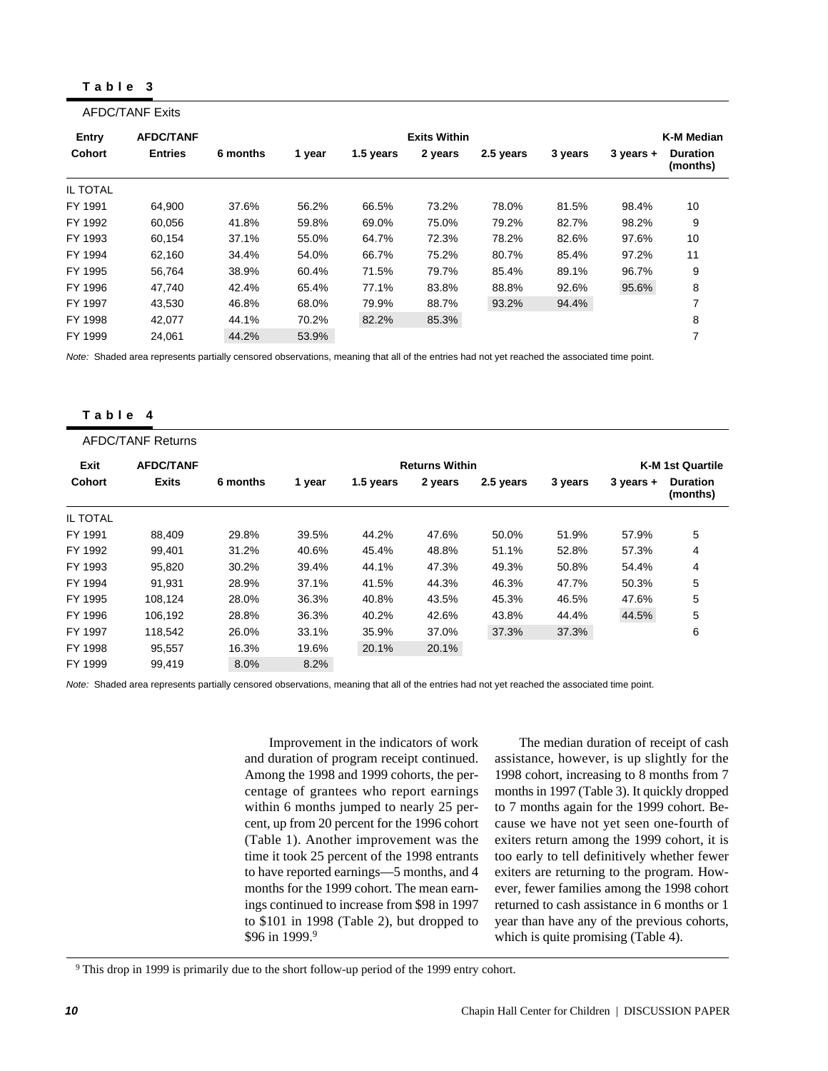**Table 3**

AFDC/TANF Exits

| Entry Cohort | AFDC/TANF Entries | Exits Within 6 months | 1 year | 1.5 years | 2 years | 2.5 years | 3 years | 3 years + | K-M Median Duration (months) |
|---|---|---|---|---|---|---|---|---|---|
| IL TOTAL | | | | | | | | | |
| FY 1991 | 64,900 | 37.6% | 56.2% | 66.5% | 73.2% | 78.0% | 81.5% | 98.4% | 10 |
| FY 1992 | 60,056 | 41.8% | 59.8% | 69.0% | 75.0% | 79.2% | 82.7% | 98.2% | 9 |
| FY 1993 | 60,154 | 37.1% | 55.0% | 64.7% | 72.3% | 78.2% | 82.6% | 97.6% | 10 |
| FY 1994 | 62,160 | 34.4% | 54.0% | 66.7% | 75.2% | 80.7% | 85.4% | 97.2% | 11 |
| FY 1995 | 56,764 | 38.9% | 60.4% | 71.5% | 79.7% | 85.4% | 89.1% | 96.7% | 9 |
| FY 1996 | 47,740 | 42.4% | 65.4% | 77.1% | 83.8% | 88.8% | 92.6% | 95.6% | 8 |
| FY 1997 | 43,530 | 46.8% | 68.0% | 79.9% | 88.7% | 93.2% | 94.4% | | 7 |
| FY 1998 | 42,077 | 44.1% | 70.2% | 82.2% | 85.3% | | | | 8 |
| FY 1999 | 24,061 | 44.2% | 53.9% | | | | | | 7 |

*Note:* Shaded area represents partially censored observations, meaning that all of the entries had not yet reached the associated time point.

**Table 4**

AFDC/TANF Returns

| Exit Cohort | AFDC/TANF Exits | Returns Within 6 months | 1 year | 1.5 years | 2 years | 2.5 years | 3 years | 3 years + | K-M 1st Quartile Duration (months) |
|---|---|---|---|---|---|---|---|---|---|
| IL TOTAL | | | | | | | | | |
| FY 1991 | 88,409 | 29.8% | 39.5% | 44.2% | 47.6% | 50.0% | 51.9% | 57.9% | 5 |
| FY 1992 | 99,401 | 31.2% | 40.6% | 45.4% | 48.8% | 51.1% | 52.8% | 57.3% | 4 |
| FY 1993 | 95,820 | 30.2% | 39.4% | 44.1% | 47.3% | 49.3% | 50.8% | 54.4% | 4 |
| FY 1994 | 91,931 | 28.9% | 37.1% | 41.5% | 44.3% | 46.3% | 47.7% | 50.3% | 5 |
| FY 1995 | 108,124 | 28.0% | 36.3% | 40.8% | 43.5% | 45.3% | 46.5% | 47.6% | 5 |
| FY 1996 | 106,192 | 28.8% | 36.3% | 40.2% | 42.6% | 43.8% | 44.4% | 44.5% | 5 |
| FY 1997 | 118,542 | 26.0% | 33.1% | 35.9% | 37.0% | 37.3% | 37.3% | | 6 |
| FY 1998 | 95,557 | 16.3% | 19.6% | 20.1% | 20.1% | | | | |
| FY 1999 | 99,419 | 8.0% | 8.2% | | | | | | |

*Note:* Shaded area represents partially censored observations, meaning that all of the entries had not yet reached the associated time point.

Improvement in the indicators of work and duration of program receipt continued. Among the 1998 and 1999 cohorts, the percentage of grantees who report earnings within 6 months jumped to nearly 25 percent, up from 20 percent for the 1996 cohort (Table 1). Another improvement was the time it took 25 percent of the 1998 entrants to have reported earnings—5 months, and 4 months for the 1999 cohort. The mean earnings continued to increase from $98 in 1997 to $101 in 1998 (Table 2), but dropped to $96 in 1999.[9]

The median duration of receipt of cash assistance, however, is up slightly for the 1998 cohort, increasing to 8 months from 7 months in 1997 (Table 3). It quickly dropped to 7 months again for the 1999 cohort. Because we have not yet seen one-fourth of exiters return among the 1999 cohort, it is too early to tell definitively whether fewer exiters are returning to the program. However, fewer families among the 1998 cohort returned to cash assistance in 6 months or 1 year than have any of the previous cohorts, which is quite promising (Table 4).

[9] This drop in 1999 is primarily due to the short follow-up period of the 1999 entry cohort.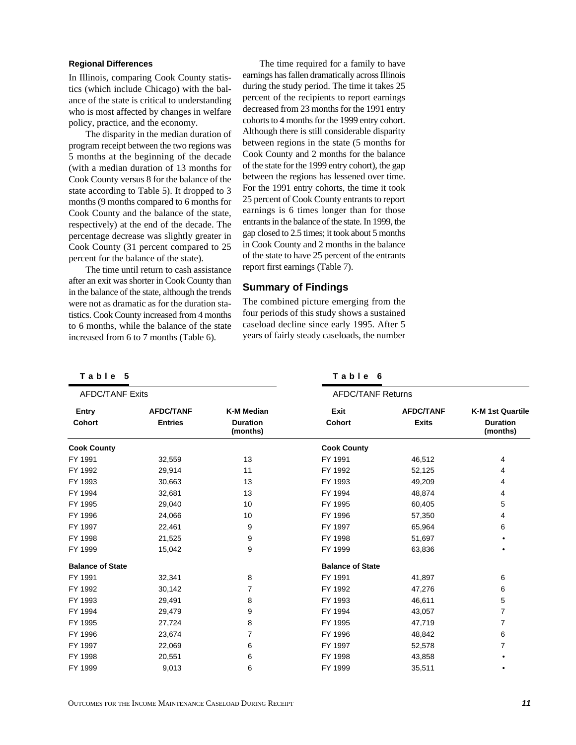### Regional Differences

In Illinois, comparing Cook County statistics (which include Chicago) with the balance of the state is critical to understanding who is most affected by changes in welfare policy, practice, and the economy.

The disparity in the median duration of program receipt between the two regions was 5 months at the beginning of the decade (with a median duration of 13 months for Cook County versus 8 for the balance of the state according to Table 5). It dropped to 3 months (9 months compared to 6 months for Cook County and the balance of the state, respectively) at the end of the decade. The percentage decrease was slightly greater in Cook County (31 percent compared to 25 percent for the balance of the state).

The time until return to cash assistance after an exit was shorter in Cook County than in the balance of the state, although the trends were not as dramatic as for the duration statistics. Cook County increased from 4 months to 6 months, while the balance of the state increased from 6 to 7 months (Table 6).

The time required for a family to have earnings has fallen dramatically across Illinois during the study period. The time it takes 25 percent of the recipients to report earnings decreased from 23 months for the 1991 entry cohorts to 4 months for the 1999 entry cohort. Although there is still considerable disparity between regions in the state (5 months for Cook County and 2 months for the balance of the state for the 1999 entry cohort), the gap between the regions has lessened over time. For the 1991 entry cohorts, the time it took 25 percent of Cook County entrants to report earnings is 6 times longer than for those entrants in the balance of the state. In 1999, the gap closed to 2.5 times; it took about 5 months in Cook County and 2 months in the balance of the state to have 25 percent of the entrants report first earnings (Table 7).

## Summary of Findings

The combined picture emerging from the four periods of this study shows a sustained caseload decline since early 1995. After 5 years of fairly steady caseloads, the number

**Table 5**

AFDC/TANF Exits

| Entry Cohort | AFDC/TANF Entries | K-M Median Duration (months) |
|---|---|---|
| **Cook County** | | |
| FY 1991 | 32,559 | 13 |
| FY 1992 | 29,914 | 11 |
| FY 1993 | 30,663 | 13 |
| FY 1994 | 32,681 | 13 |
| FY 1995 | 29,040 | 10 |
| FY 1996 | 24,066 | 10 |
| FY 1997 | 22,461 | 9 |
| FY 1998 | 21,525 | 9 |
| FY 1999 | 15,042 | 9 |
| **Balance of State** | | |
| FY 1991 | 32,341 | 8 |
| FY 1992 | 30,142 | 7 |
| FY 1993 | 29,491 | 8 |
| FY 1994 | 29,479 | 9 |
| FY 1995 | 27,724 | 8 |
| FY 1996 | 23,674 | 7 |
| FY 1997 | 22,069 | 6 |
| FY 1998 | 20,551 | 6 |
| FY 1999 | 9,013 | 6 |

**Table 6**

AFDC/TANF Returns

| Exit Cohort | AFDC/TANF Exits | K-M 1st Quartile Duration (months) |
|---|---|---|
| **Cook County** | | |
| FY 1991 | 46,512 | 4 |
| FY 1992 | 52,125 | 4 |
| FY 1993 | 49,209 | 4 |
| FY 1994 | 48,874 | 4 |
| FY 1995 | 60,405 | 5 |
| FY 1996 | 57,350 | 4 |
| FY 1997 | 65,964 | 6 |
| FY 1998 | 51,697 | • |
| FY 1999 | 63,836 | • |
| **Balance of State** | | |
| FY 1991 | 41,897 | 6 |
| FY 1992 | 47,276 | 6 |
| FY 1993 | 46,611 | 5 |
| FY 1994 | 43,057 | 7 |
| FY 1995 | 47,719 | 7 |
| FY 1996 | 48,842 | 6 |
| FY 1997 | 52,578 | 7 |
| FY 1998 | 43,858 | • |
| FY 1999 | 35,511 | • |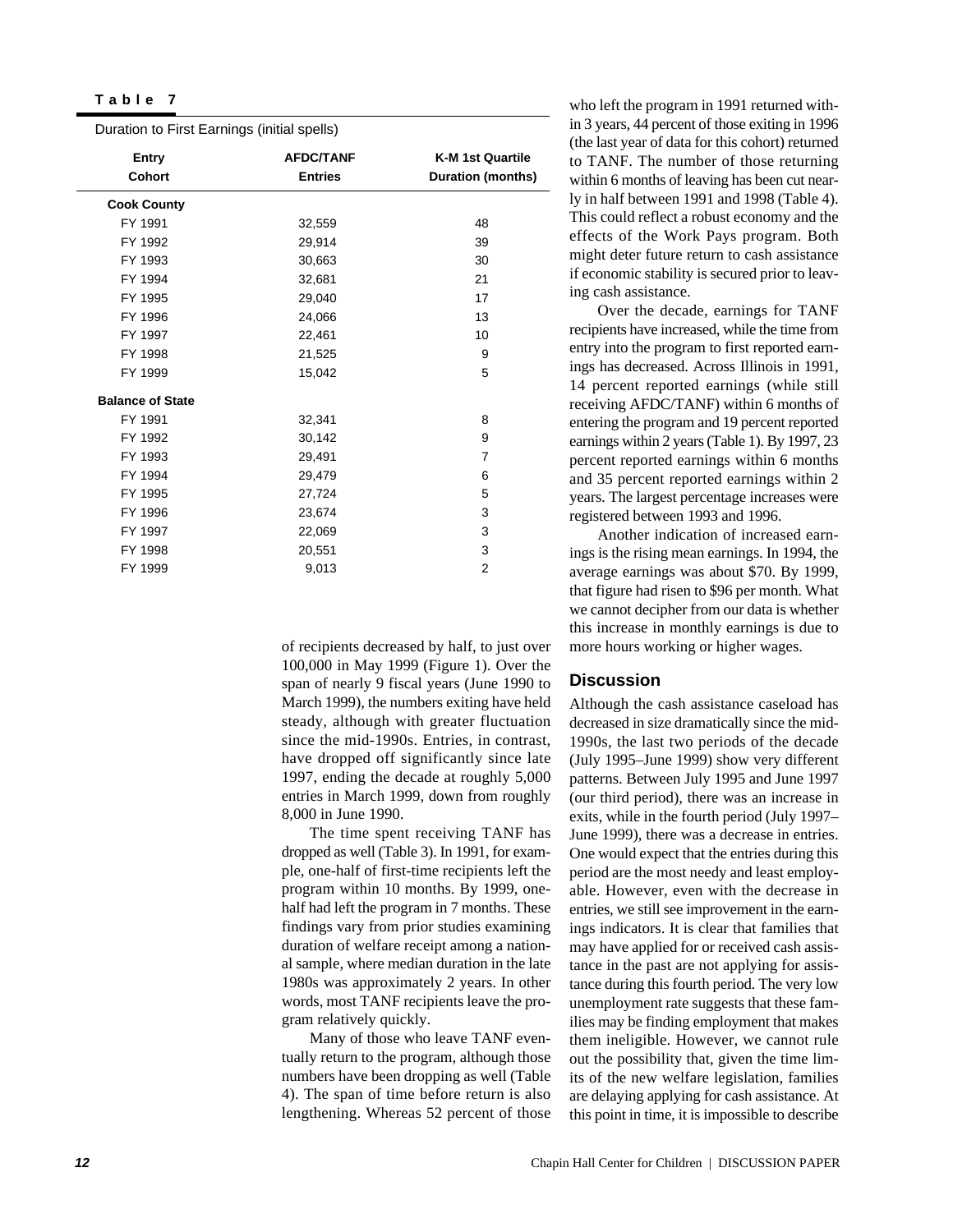**Table 7**

Duration to First Earnings (initial spells)

| Entry Cohort | AFDC/TANF Entries | K-M 1st Quartile Duration (months) |
|---|---|---|
| **Cook County** | | |
| FY 1991 | 32,559 | 48 |
| FY 1992 | 29,914 | 39 |
| FY 1993 | 30,663 | 30 |
| FY 1994 | 32,681 | 21 |
| FY 1995 | 29,040 | 17 |
| FY 1996 | 24,066 | 13 |
| FY 1997 | 22,461 | 10 |
| FY 1998 | 21,525 | 9 |
| FY 1999 | 15,042 | 5 |
| **Balance of State** | | |
| FY 1991 | 32,341 | 8 |
| FY 1992 | 30,142 | 9 |
| FY 1993 | 29,491 | 7 |
| FY 1994 | 29,479 | 6 |
| FY 1995 | 27,724 | 5 |
| FY 1996 | 23,674 | 3 |
| FY 1997 | 22,069 | 3 |
| FY 1998 | 20,551 | 3 |
| FY 1999 | 9,013 | 2 |

of recipients decreased by half, to just over 100,000 in May 1999 (Figure 1). Over the span of nearly 9 fiscal years (June 1990 to March 1999), the numbers exiting have held steady, although with greater fluctuation since the mid-1990s. Entries, in contrast, have dropped off significantly since late 1997, ending the decade at roughly 5,000 entries in March 1999, down from roughly 8,000 in June 1990.

The time spent receiving TANF has dropped as well (Table 3). In 1991, for example, one-half of first-time recipients left the program within 10 months. By 1999, one-half had left the program in 7 months. These findings vary from prior studies examining duration of welfare receipt among a national sample, where median duration in the late 1980s was approximately 2 years. In other words, most TANF recipients leave the program relatively quickly.

Many of those who leave TANF eventually return to the program, although those numbers have been dropping as well (Table 4). The span of time before return is also lengthening. Whereas 52 percent of those who left the program in 1991 returned within 3 years, 44 percent of those exiting in 1996 (the last year of data for this cohort) returned to TANF. The number of those returning within 6 months of leaving has been cut nearly in half between 1991 and 1998 (Table 4). This could reflect a robust economy and the effects of the Work Pays program. Both might deter future return to cash assistance if economic stability is secured prior to leaving cash assistance.

Over the decade, earnings for TANF recipients have increased, while the time from entry into the program to first reported earnings has decreased. Across Illinois in 1991, 14 percent reported earnings (while still receiving AFDC/TANF) within 6 months of entering the program and 19 percent reported earnings within 2 years (Table 1). By 1997, 23 percent reported earnings within 6 months and 35 percent reported earnings within 2 years. The largest percentage increases were registered between 1993 and 1996.

Another indication of increased earnings is the rising mean earnings. In 1994, the average earnings was about $70. By 1999, that figure had risen to $96 per month. What we cannot decipher from our data is whether this increase in monthly earnings is due to more hours working or higher wages.

## Discussion

Although the cash assistance caseload has decreased in size dramatically since the mid-1990s, the last two periods of the decade (July 1995–June 1999) show very different patterns. Between July 1995 and June 1997 (our third period), there was an increase in exits, while in the fourth period (July 1997–June 1999), there was a decrease in entries. One would expect that the entries during this period are the most needy and least employable. However, even with the decrease in entries, we still see improvement in the earnings indicators. It is clear that families that may have applied for or received cash assistance in the past are not applying for assistance during this fourth period. The very low unemployment rate suggests that these families may be finding employment that makes them ineligible. However, we cannot rule out the possibility that, given the time limits of the new welfare legislation, families are delaying applying for cash assistance. At this point in time, it is impossible to describe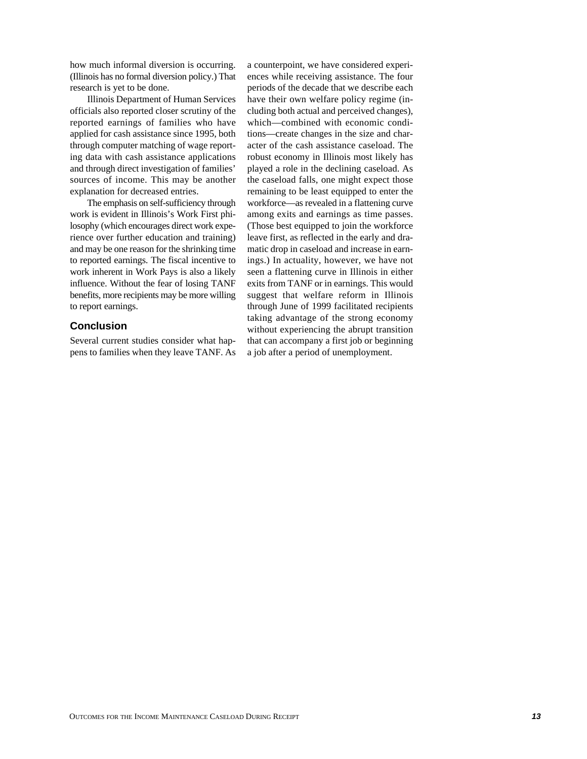how much informal diversion is occurring. (Illinois has no formal diversion policy.) That research is yet to be done.

Illinois Department of Human Services officials also reported closer scrutiny of the reported earnings of families who have applied for cash assistance since 1995, both through computer matching of wage reporting data with cash assistance applications and through direct investigation of families' sources of income. This may be another explanation for decreased entries.

The emphasis on self-sufficiency through work is evident in Illinois's Work First philosophy (which encourages direct work experience over further education and training) and may be one reason for the shrinking time to reported earnings. The fiscal incentive to work inherent in Work Pays is also a likely influence. Without the fear of losing TANF benefits, more recipients may be more willing to report earnings.

## Conclusion

Several current studies consider what happens to families when they leave TANF. As a counterpoint, we have considered experiences while receiving assistance. The four periods of the decade that we describe each have their own welfare policy regime (including both actual and perceived changes), which—combined with economic conditions—create changes in the size and character of the cash assistance caseload. The robust economy in Illinois most likely has played a role in the declining caseload. As the caseload falls, one might expect those remaining to be least equipped to enter the workforce—as revealed in a flattening curve among exits and earnings as time passes. (Those best equipped to join the workforce leave first, as reflected in the early and dramatic drop in caseload and increase in earnings.) In actuality, however, we have not seen a flattening curve in Illinois in either exits from TANF or in earnings. This would suggest that welfare reform in Illinois through June of 1999 facilitated recipients taking advantage of the strong economy without experiencing the abrupt transition that can accompany a first job or beginning a job after a period of unemployment.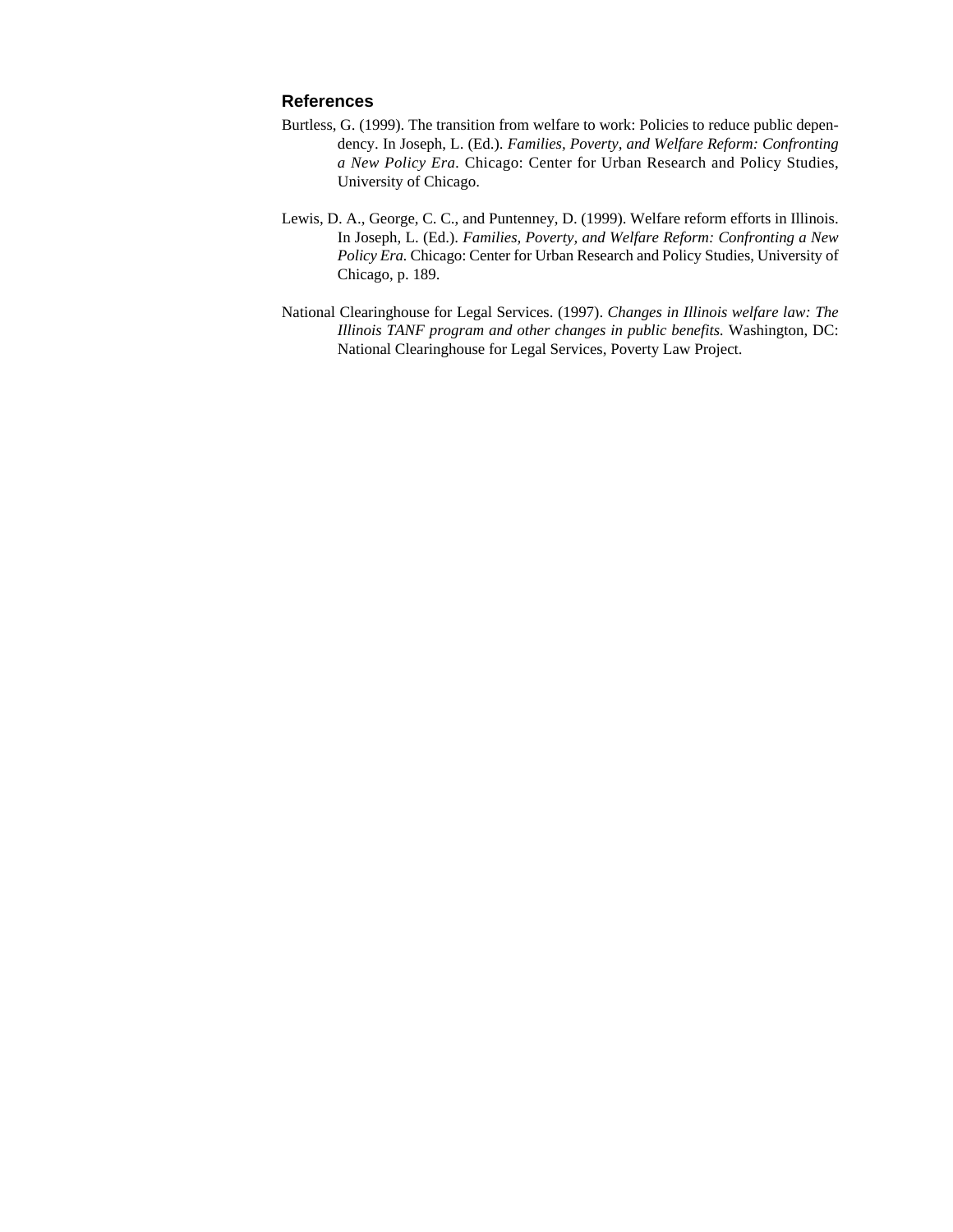## References

Burtless, G. (1999). The transition from welfare to work: Policies to reduce public dependency. In Joseph, L. (Ed.). *Families, Poverty, and Welfare Reform: Confronting a New Policy Era*. Chicago: Center for Urban Research and Policy Studies, University of Chicago.

Lewis, D. A., George, C. C., and Puntenney, D. (1999). Welfare reform efforts in Illinois. In Joseph, L. (Ed.). *Families, Poverty, and Welfare Reform: Confronting a New Policy Era.* Chicago: Center for Urban Research and Policy Studies, University of Chicago, p. 189.

National Clearinghouse for Legal Services. (1997). *Changes in Illinois welfare law: The Illinois TANF program and other changes in public benefits.* Washington, DC: National Clearinghouse for Legal Services, Poverty Law Project.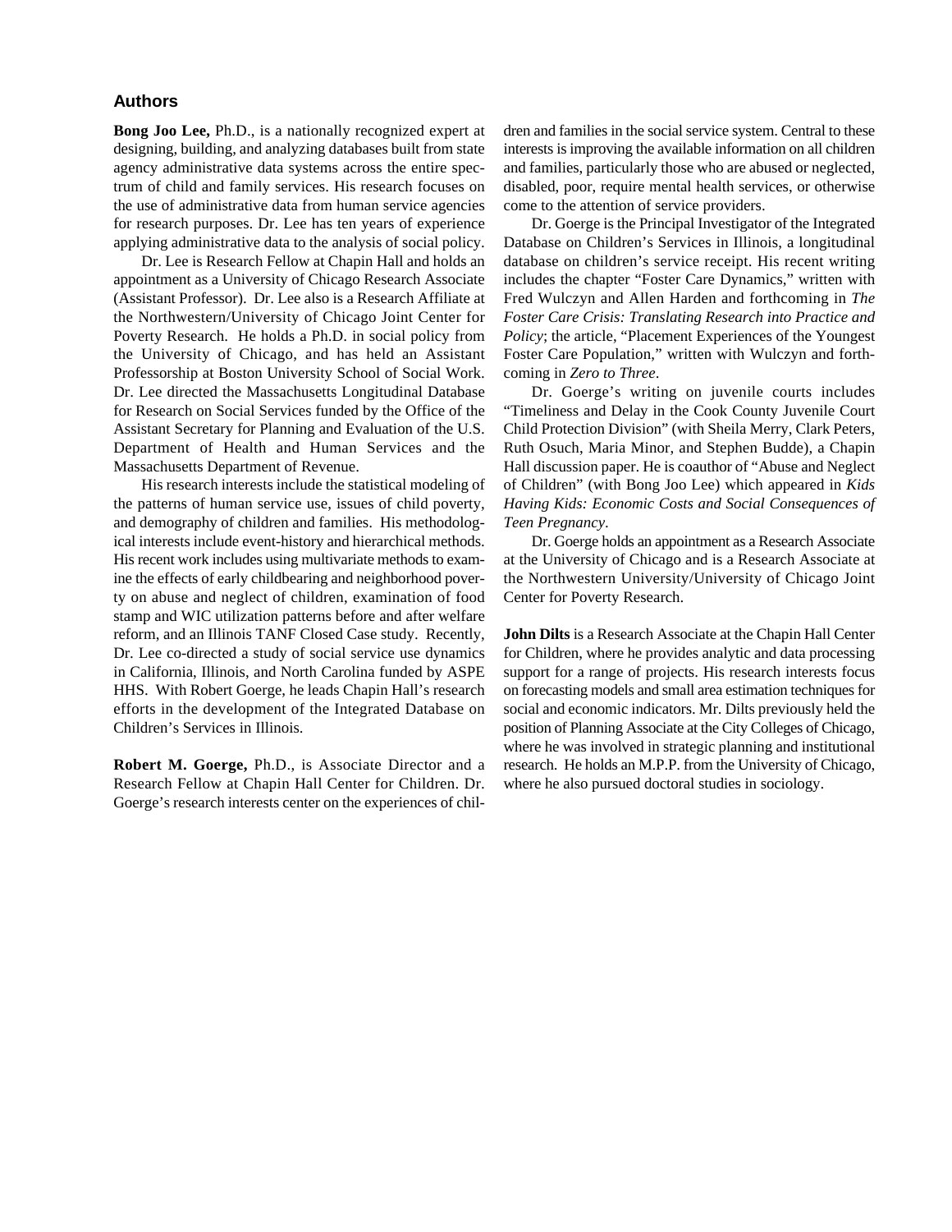## Authors

**Bong Joo Lee,** Ph.D., is a nationally recognized expert at designing, building, and analyzing databases built from state agency administrative data systems across the entire spectrum of child and family services. His research focuses on the use of administrative data from human service agencies for research purposes. Dr. Lee has ten years of experience applying administrative data to the analysis of social policy.

Dr. Lee is Research Fellow at Chapin Hall and holds an appointment as a University of Chicago Research Associate (Assistant Professor). Dr. Lee also is a Research Affiliate at the Northwestern/University of Chicago Joint Center for Poverty Research. He holds a Ph.D. in social policy from the University of Chicago, and has held an Assistant Professorship at Boston University School of Social Work. Dr. Lee directed the Massachusetts Longitudinal Database for Research on Social Services funded by the Office of the Assistant Secretary for Planning and Evaluation of the U.S. Department of Health and Human Services and the Massachusetts Department of Revenue.

His research interests include the statistical modeling of the patterns of human service use, issues of child poverty, and demography of children and families. His methodological interests include event-history and hierarchical methods. His recent work includes using multivariate methods to examine the effects of early childbearing and neighborhood poverty on abuse and neglect of children, examination of food stamp and WIC utilization patterns before and after welfare reform, and an Illinois TANF Closed Case study. Recently, Dr. Lee co-directed a study of social service use dynamics in California, Illinois, and North Carolina funded by ASPE HHS. With Robert Goerge, he leads Chapin Hall's research efforts in the development of the Integrated Database on Children's Services in Illinois.

**Robert M. Goerge,** Ph.D., is Associate Director and a Research Fellow at Chapin Hall Center for Children. Dr. Goerge's research interests center on the experiences of children and families in the social service system. Central to these interests is improving the available information on all children and families, particularly those who are abused or neglected, disabled, poor, require mental health services, or otherwise come to the attention of service providers.

Dr. Goerge is the Principal Investigator of the Integrated Database on Children's Services in Illinois, a longitudinal database on children's service receipt. His recent writing includes the chapter "Foster Care Dynamics," written with Fred Wulczyn and Allen Harden and forthcoming in *The Foster Care Crisis: Translating Research into Practice and Policy*; the article, "Placement Experiences of the Youngest Foster Care Population," written with Wulczyn and forthcoming in *Zero to Three*.

Dr. Goerge's writing on juvenile courts includes "Timeliness and Delay in the Cook County Juvenile Court Child Protection Division" (with Sheila Merry, Clark Peters, Ruth Osuch, Maria Minor, and Stephen Budde), a Chapin Hall discussion paper. He is coauthor of "Abuse and Neglect of Children" (with Bong Joo Lee) which appeared in *Kids Having Kids: Economic Costs and Social Consequences of Teen Pregnancy*.

Dr. Goerge holds an appointment as a Research Associate at the University of Chicago and is a Research Associate at the Northwestern University/University of Chicago Joint Center for Poverty Research.

**John Dilts** is a Research Associate at the Chapin Hall Center for Children, where he provides analytic and data processing support for a range of projects. His research interests focus on forecasting models and small area estimation techniques for social and economic indicators. Mr. Dilts previously held the position of Planning Associate at the City Colleges of Chicago, where he was involved in strategic planning and institutional research. He holds an M.P.P. from the University of Chicago, where he also pursued doctoral studies in sociology.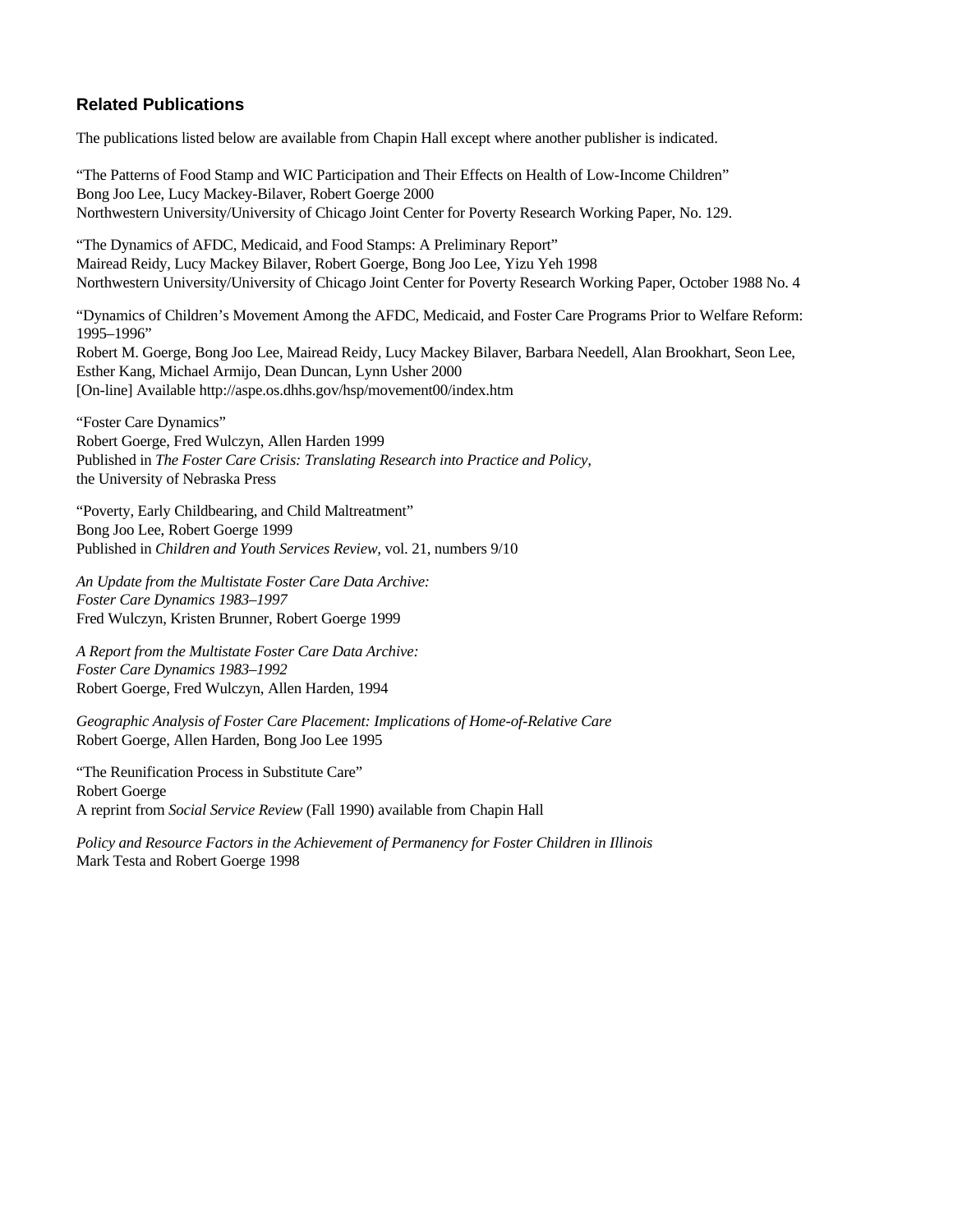## Related Publications

The publications listed below are available from Chapin Hall except where another publisher is indicated.

"The Patterns of Food Stamp and WIC Participation and Their Effects on Health of Low-Income Children"
Bong Joo Lee, Lucy Mackey-Bilaver, Robert Goerge 2000
Northwestern University/University of Chicago Joint Center for Poverty Research Working Paper, No. 129.

"The Dynamics of AFDC, Medicaid, and Food Stamps: A Preliminary Report"
Mairead Reidy, Lucy Mackey Bilaver, Robert Goerge, Bong Joo Lee, Yizu Yeh 1998
Northwestern University/University of Chicago Joint Center for Poverty Research Working Paper, October 1988 No. 4

"Dynamics of Children's Movement Among the AFDC, Medicaid, and Foster Care Programs Prior to Welfare Reform: 1995–1996"
Robert M. Goerge, Bong Joo Lee, Mairead Reidy, Lucy Mackey Bilaver, Barbara Needell, Alan Brookhart, Seon Lee, Esther Kang, Michael Armijo, Dean Duncan, Lynn Usher 2000
[On-line] Available http://aspe.os.dhhs.gov/hsp/movement00/index.htm

"Foster Care Dynamics"
Robert Goerge, Fred Wulczyn, Allen Harden 1999
Published in *The Foster Care Crisis: Translating Research into Practice and Policy,*
the University of Nebraska Press

"Poverty, Early Childbearing, and Child Maltreatment"
Bong Joo Lee, Robert Goerge 1999
Published in *Children and Youth Services Review,* vol. 21, numbers 9/10

*An Update from the Multistate Foster Care Data Archive:*
*Foster Care Dynamics 1983–1997*
Fred Wulczyn, Kristen Brunner, Robert Goerge 1999

*A Report from the Multistate Foster Care Data Archive:*
*Foster Care Dynamics 1983–1992*
Robert Goerge, Fred Wulczyn, Allen Harden, 1994

*Geographic Analysis of Foster Care Placement: Implications of Home-of-Relative Care*
Robert Goerge, Allen Harden, Bong Joo Lee 1995

"The Reunification Process in Substitute Care"
Robert Goerge
A reprint from *Social Service Review* (Fall 1990) available from Chapin Hall

*Policy and Resource Factors in the Achievement of Permanency for Foster Children in Illinois*
Mark Testa and Robert Goerge 1998